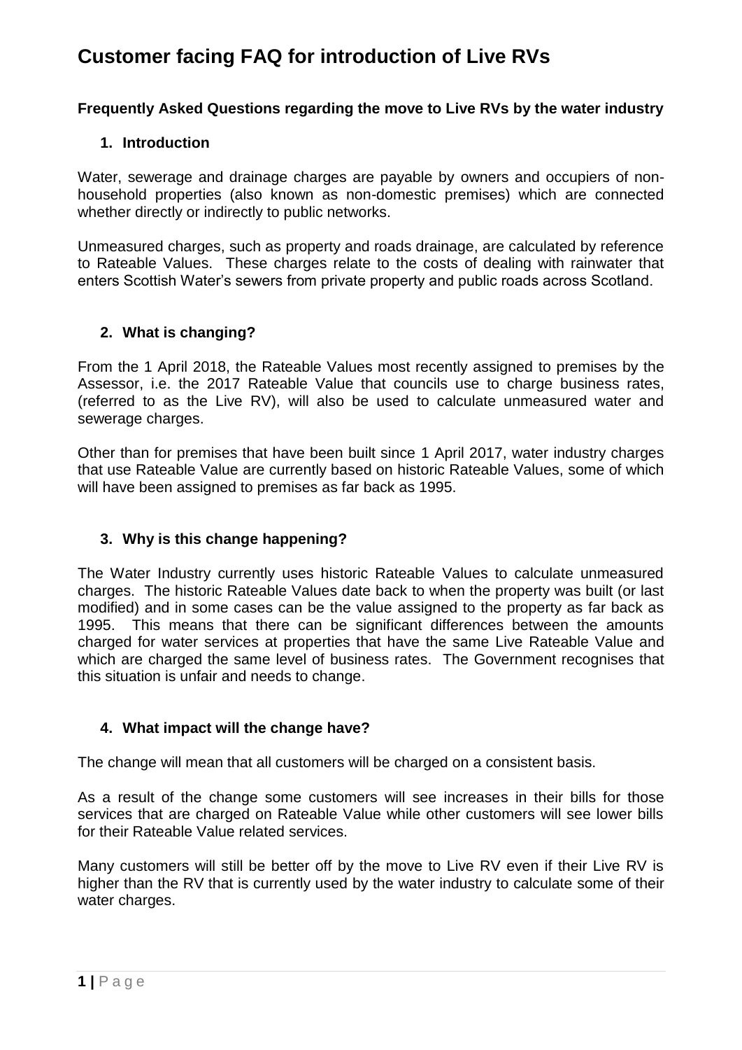# Customer facing FAQ for introduction of Live RVs

**Frequently Asked Questions regarding the move to Live RVs by the water industry**

## 1. Introduction

Water, sewerage and drainage charges are payable by owners and occupiers of non-household properties (also known as non-domestic premises) which are connected whether directly or indirectly to public networks.

Unmeasured charges, such as property and roads drainage, are calculated by reference to Rateable Values. These charges relate to the costs of dealing with rainwater that enters Scottish Water's sewers from private property and public roads across Scotland.

## 2. What is changing?

From the 1 April 2018, the Rateable Values most recently assigned to premises by the Assessor, i.e. the 2017 Rateable Value that councils use to charge business rates, (referred to as the Live RV), will also be used to calculate unmeasured water and sewerage charges.

Other than for premises that have been built since 1 April 2017, water industry charges that use Rateable Value are currently based on historic Rateable Values, some of which will have been assigned to premises as far back as 1995.

## 3. Why is this change happening?

The Water Industry currently uses historic Rateable Values to calculate unmeasured charges. The historic Rateable Values date back to when the property was built (or last modified) and in some cases can be the value assigned to the property as far back as 1995. This means that there can be significant differences between the amounts charged for water services at properties that have the same Live Rateable Value and which are charged the same level of business rates. The Government recognises that this situation is unfair and needs to change.

## 4. What impact will the change have?

The change will mean that all customers will be charged on a consistent basis.

As a result of the change some customers will see increases in their bills for those services that are charged on Rateable Value while other customers will see lower bills for their Rateable Value related services.

Many customers will still be better off by the move to Live RV even if their Live RV is higher than the RV that is currently used by the water industry to calculate some of their water charges.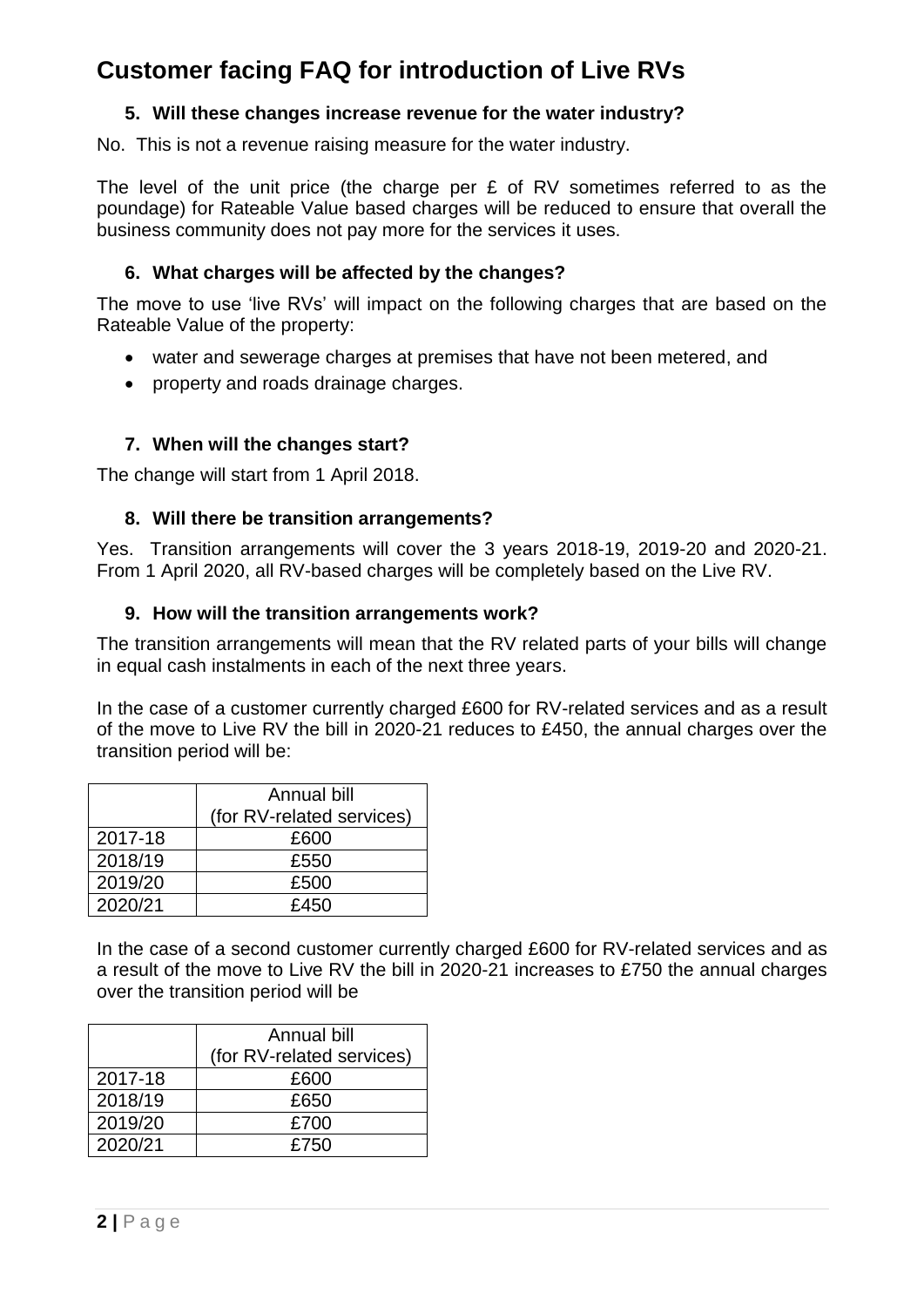# Customer facing FAQ for introduction of Live RVs

### 5. Will these changes increase revenue for the water industry?

No. This is not a revenue raising measure for the water industry.

The level of the unit price (the charge per £ of RV sometimes referred to as the poundage) for Rateable Value based charges will be reduced to ensure that overall the business community does not pay more for the services it uses.

### 6. What charges will be affected by the changes?

The move to use 'live RVs' will impact on the following charges that are based on the Rateable Value of the property:

- water and sewerage charges at premises that have not been metered, and
- property and roads drainage charges.

### 7. When will the changes start?

The change will start from 1 April 2018.

### 8. Will there be transition arrangements?

Yes. Transition arrangements will cover the 3 years 2018-19, 2019-20 and 2020-21. From 1 April 2020, all RV-based charges will be completely based on the Live RV.

### 9. How will the transition arrangements work?

The transition arrangements will mean that the RV related parts of your bills will change in equal cash instalments in each of the next three years.

In the case of a customer currently charged £600 for RV-related services and as a result of the move to Live RV the bill in 2020-21 reduces to £450, the annual charges over the transition period will be:

| | Annual bill (for RV-related services) |
|---|---|
| 2017-18 | £600 |
| 2018/19 | £550 |
| 2019/20 | £500 |
| 2020/21 | £450 |

In the case of a second customer currently charged £600 for RV-related services and as a result of the move to Live RV the bill in 2020-21 increases to £750 the annual charges over the transition period will be

| | Annual bill (for RV-related services) |
|---|---|
| 2017-18 | £600 |
| 2018/19 | £650 |
| 2019/20 | £700 |
| 2020/21 | £750 |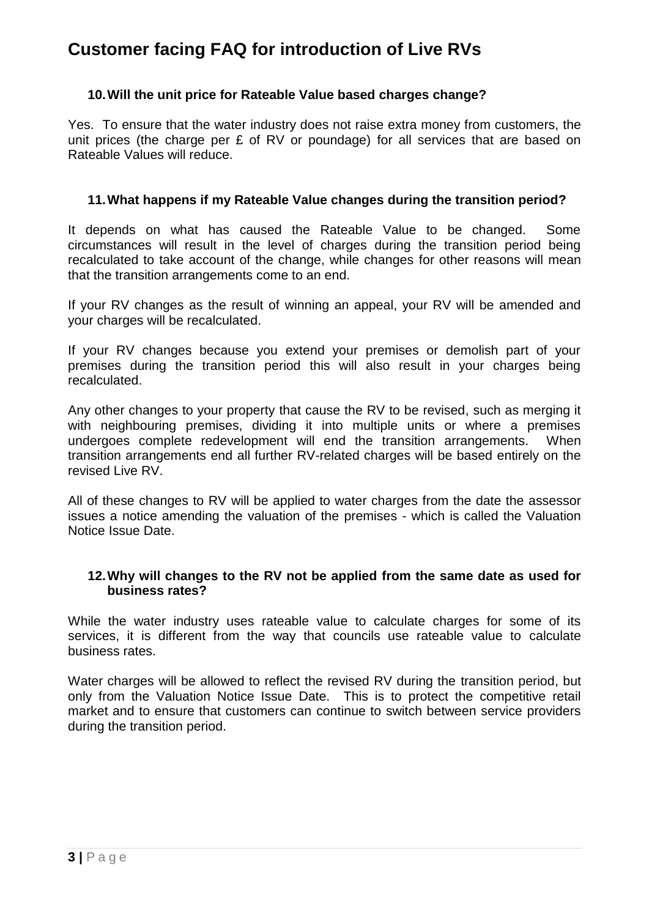# Customer facing FAQ for introduction of Live RVs

### 10. Will the unit price for Rateable Value based charges change?

Yes. To ensure that the water industry does not raise extra money from customers, the unit prices (the charge per £ of RV or poundage) for all services that are based on Rateable Values will reduce.

### 11. What happens if my Rateable Value changes during the transition period?

It depends on what has caused the Rateable Value to be changed. Some circumstances will result in the level of charges during the transition period being recalculated to take account of the change, while changes for other reasons will mean that the transition arrangements come to an end.

If your RV changes as the result of winning an appeal, your RV will be amended and your charges will be recalculated.

If your RV changes because you extend your premises or demolish part of your premises during the transition period this will also result in your charges being recalculated.

Any other changes to your property that cause the RV to be revised, such as merging it with neighbouring premises, dividing it into multiple units or where a premises undergoes complete redevelopment will end the transition arrangements. When transition arrangements end all further RV-related charges will be based entirely on the revised Live RV.

All of these changes to RV will be applied to water charges from the date the assessor issues a notice amending the valuation of the premises - which is called the Valuation Notice Issue Date.

### 12. Why will changes to the RV not be applied from the same date as used for business rates?

While the water industry uses rateable value to calculate charges for some of its services, it is different from the way that councils use rateable value to calculate business rates.

Water charges will be allowed to reflect the revised RV during the transition period, but only from the Valuation Notice Issue Date. This is to protect the competitive retail market and to ensure that customers can continue to switch between service providers during the transition period.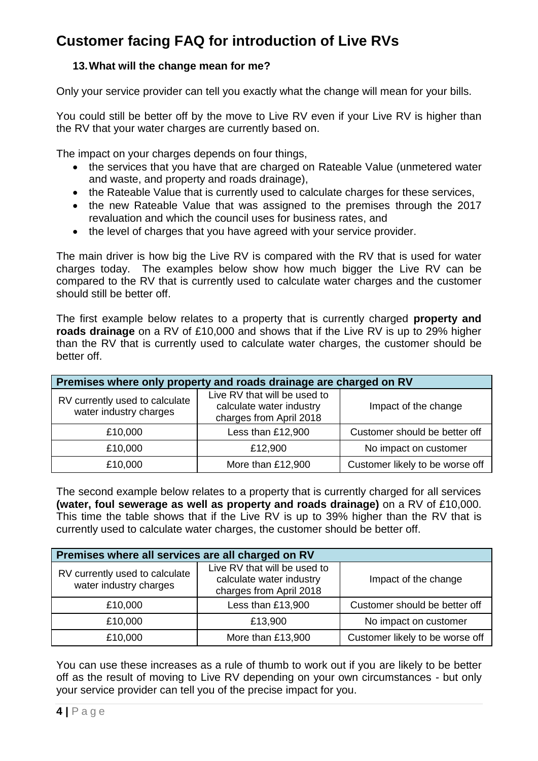# Customer facing FAQ for introduction of Live RVs

### 13. What will the change mean for me?

Only your service provider can tell you exactly what the change will mean for your bills.

You could still be better off by the move to Live RV even if your Live RV is higher than the RV that your water charges are currently based on.

The impact on your charges depends on four things,

- the services that you have that are charged on Rateable Value (unmetered water and waste, and property and roads drainage),
- the Rateable Value that is currently used to calculate charges for these services,
- the new Rateable Value that was assigned to the premises through the 2017 revaluation and which the council uses for business rates, and
- the level of charges that you have agreed with your service provider.

The main driver is how big the Live RV is compared with the RV that is used for water charges today. The examples below show how much bigger the Live RV can be compared to the RV that is currently used to calculate water charges and the customer should still be better off.

The first example below relates to a property that is currently charged **property and roads drainage** on a RV of £10,000 and shows that if the Live RV is up to 29% higher than the RV that is currently used to calculate water charges, the customer should be better off.

| Premises where only property and roads drainage are charged on RV | | |
|---|---|---|
| RV currently used to calculate water industry charges | Live RV that will be used to calculate water industry charges from April 2018 | Impact of the change |
| £10,000 | Less than £12,900 | Customer should be better off |
| £10,000 | £12,900 | No impact on customer |
| £10,000 | More than £12,900 | Customer likely to be worse off |

The second example below relates to a property that is currently charged for all services **(water, foul sewerage as well as property and roads drainage)** on a RV of £10,000. This time the table shows that if the Live RV is up to 39% higher than the RV that is currently used to calculate water charges, the customer should be better off.

| Premises where all services are all charged on RV | | |
|---|---|---|
| RV currently used to calculate water industry charges | Live RV that will be used to calculate water industry charges from April 2018 | Impact of the change |
| £10,000 | Less than £13,900 | Customer should be better off |
| £10,000 | £13,900 | No impact on customer |
| £10,000 | More than £13,900 | Customer likely to be worse off |

You can use these increases as a rule of thumb to work out if you are likely to be better off as the result of moving to Live RV depending on your own circumstances - but only your service provider can tell you of the precise impact for you.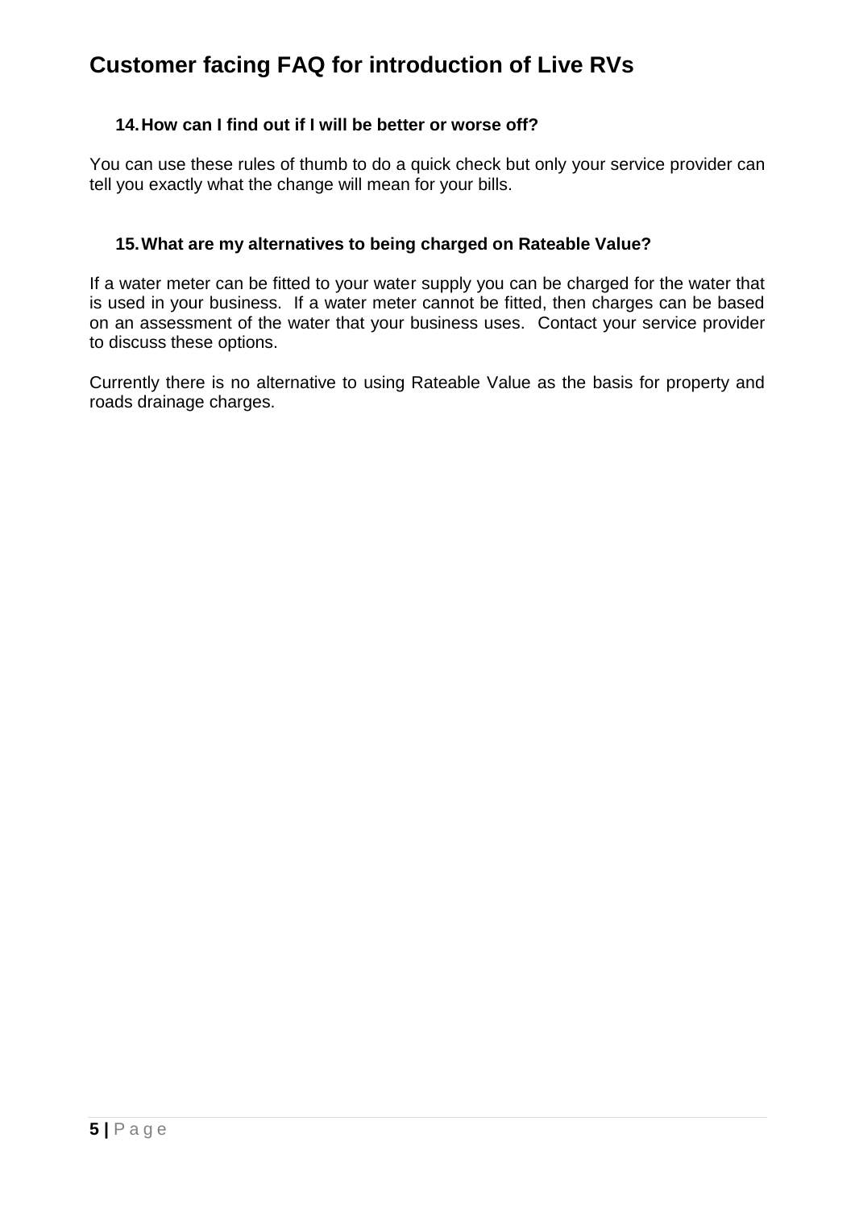# Customer facing FAQ for introduction of Live RVs

### 14. How can I find out if I will be better or worse off?

You can use these rules of thumb to do a quick check but only your service provider can tell you exactly what the change will mean for your bills.

### 15. What are my alternatives to being charged on Rateable Value?

If a water meter can be fitted to your water supply you can be charged for the water that is used in your business. If a water meter cannot be fitted, then charges can be based on an assessment of the water that your business uses. Contact your service provider to discuss these options.

Currently there is no alternative to using Rateable Value as the basis for property and roads drainage charges.